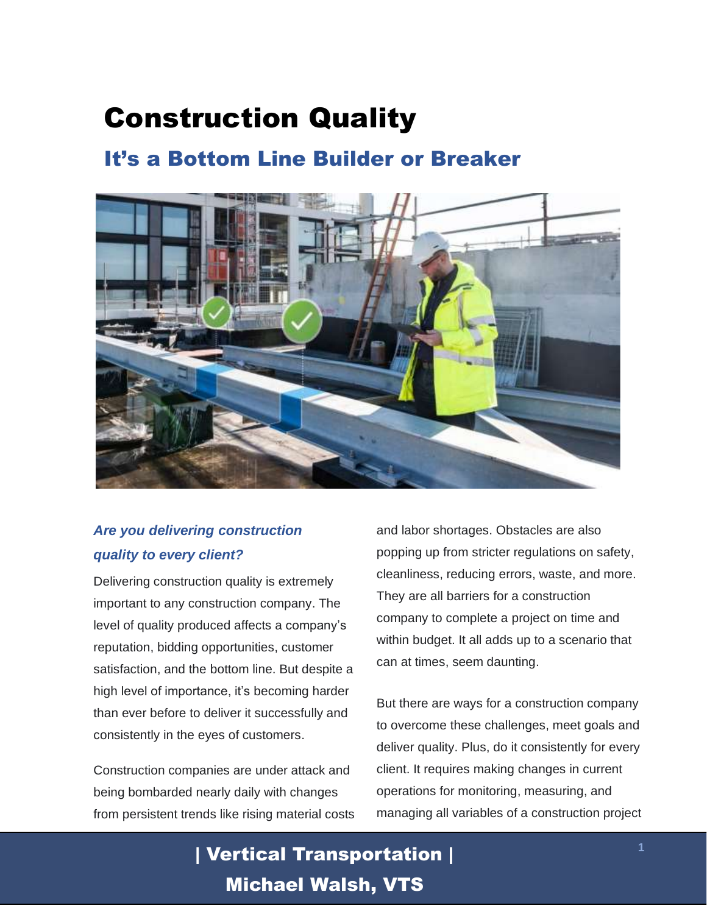# Construction Quality

## It's a Bottom Line Builder or Breaker

***Are you delivering construction quality to every client?***

Delivering construction quality is extremely important to any construction company. The level of quality produced affects a company's reputation, bidding opportunities, customer satisfaction, and the bottom line. But despite a high level of importance, it's becoming harder than ever before to deliver it successfully and consistently in the eyes of customers.

Construction companies are under attack and being bombarded nearly daily with changes from persistent trends like rising material costs and labor shortages. Obstacles are also popping up from stricter regulations on safety, cleanliness, reducing errors, waste, and more. They are all barriers for a construction company to complete a project on time and within budget. It all adds up to a scenario that can at times, seem daunting.

But there are ways for a construction company to overcome these challenges, meet goals and deliver quality. Plus, do it consistently for every client. It requires making changes in current operations for monitoring, measuring, and managing all variables of a construction project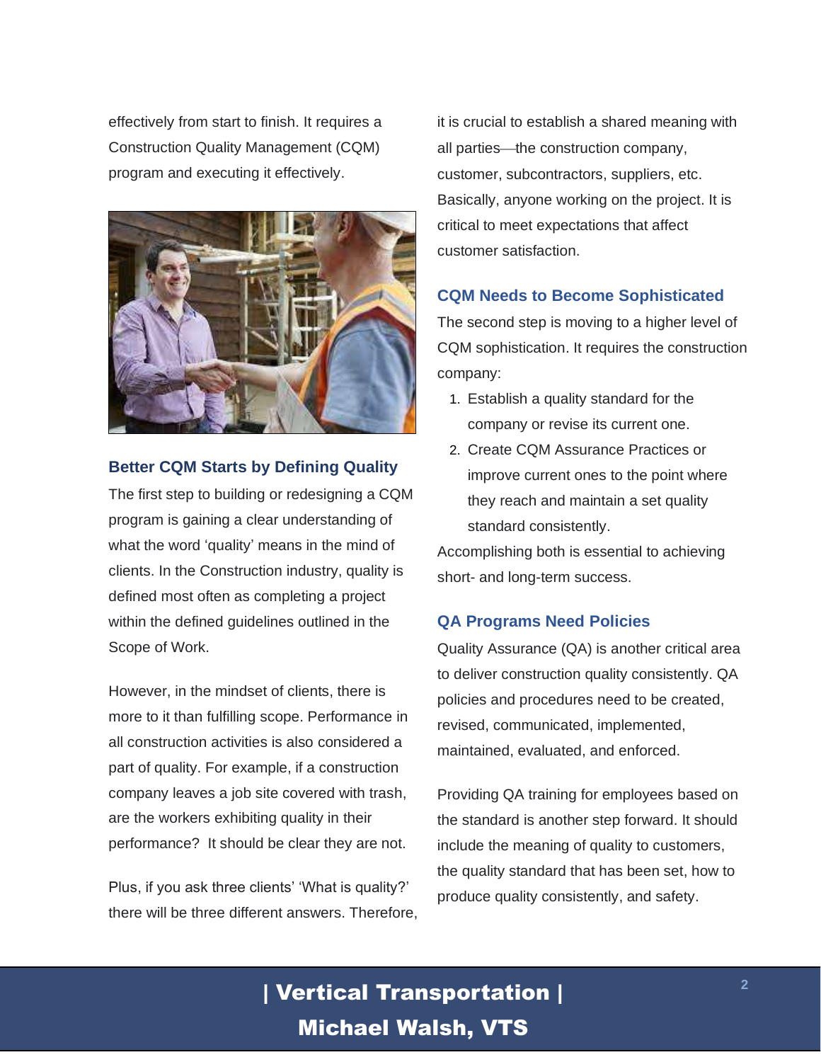effectively from start to finish. It requires a Construction Quality Management (CQM) program and executing it effectively.

## Better CQM Starts by Defining Quality

The first step to building or redesigning a CQM program is gaining a clear understanding of what the word 'quality' means in the mind of clients. In the Construction industry, quality is defined most often as completing a project within the defined guidelines outlined in the Scope of Work.

However, in the mindset of clients, there is more to it than fulfilling scope. Performance in all construction activities is also considered a part of quality. For example, if a construction company leaves a job site covered with trash, are the workers exhibiting quality in their performance? It should be clear they are not.

Plus, if you ask three clients' 'What is quality?' there will be three different answers. Therefore, it is crucial to establish a shared meaning with all parties—the construction company, customer, subcontractors, suppliers, etc. Basically, anyone working on the project. It is critical to meet expectations that affect customer satisfaction.

## CQM Needs to Become Sophisticated

The second step is moving to a higher level of CQM sophistication. It requires the construction company:

1. Establish a quality standard for the company or revise its current one.
2. Create CQM Assurance Practices or improve current ones to the point where they reach and maintain a set quality standard consistently.

Accomplishing both is essential to achieving short- and long-term success.

## QA Programs Need Policies

Quality Assurance (QA) is another critical area to deliver construction quality consistently. QA policies and procedures need to be created, revised, communicated, implemented, maintained, evaluated, and enforced.

Providing QA training for employees based on the standard is another step forward. It should include the meaning of quality to customers, the quality standard that has been set, how to produce quality consistently, and safety.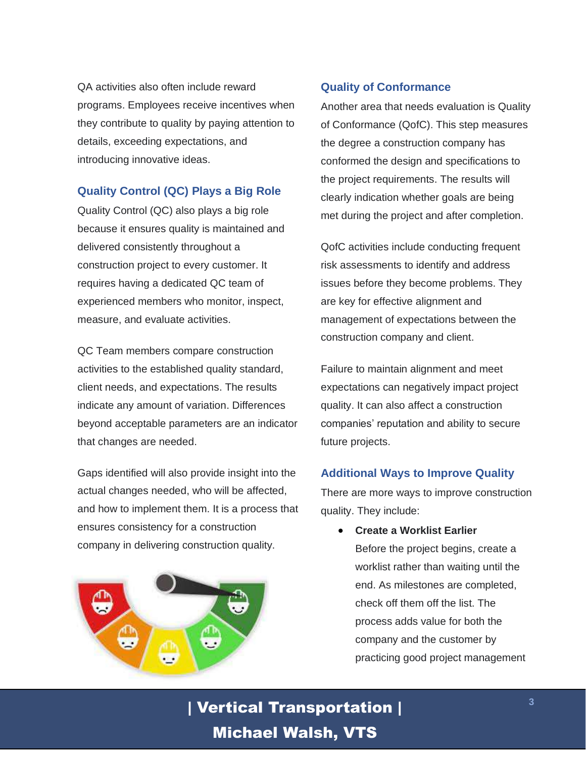QA activities also often include reward programs. Employees receive incentives when they contribute to quality by paying attention to details, exceeding expectations, and introducing innovative ideas.

## Quality Control (QC) Plays a Big Role

Quality Control (QC) also plays a big role because it ensures quality is maintained and delivered consistently throughout a construction project to every customer. It requires having a dedicated QC team of experienced members who monitor, inspect, measure, and evaluate activities.

QC Team members compare construction activities to the established quality standard, client needs, and expectations. The results indicate any amount of variation. Differences beyond acceptable parameters are an indicator that changes are needed.

Gaps identified will also provide insight into the actual changes needed, who will be affected, and how to implement them. It is a process that ensures consistency for a construction company in delivering construction quality.

## Quality of Conformance

Another area that needs evaluation is Quality of Conformance (QofC). This step measures the degree a construction company has conformed the design and specifications to the project requirements. The results will clearly indication whether goals are being met during the project and after completion.

QofC activities include conducting frequent risk assessments to identify and address issues before they become problems. They are key for effective alignment and management of expectations between the construction company and client.

Failure to maintain alignment and meet expectations can negatively impact project quality. It can also affect a construction companies' reputation and ability to secure future projects.

## Additional Ways to Improve Quality

There are more ways to improve construction quality. They include:

- **Create a Worklist Earlier**
  Before the project begins, create a worklist rather than waiting until the end. As milestones are completed, check off them off the list. The process adds value for both the company and the customer by practicing good project management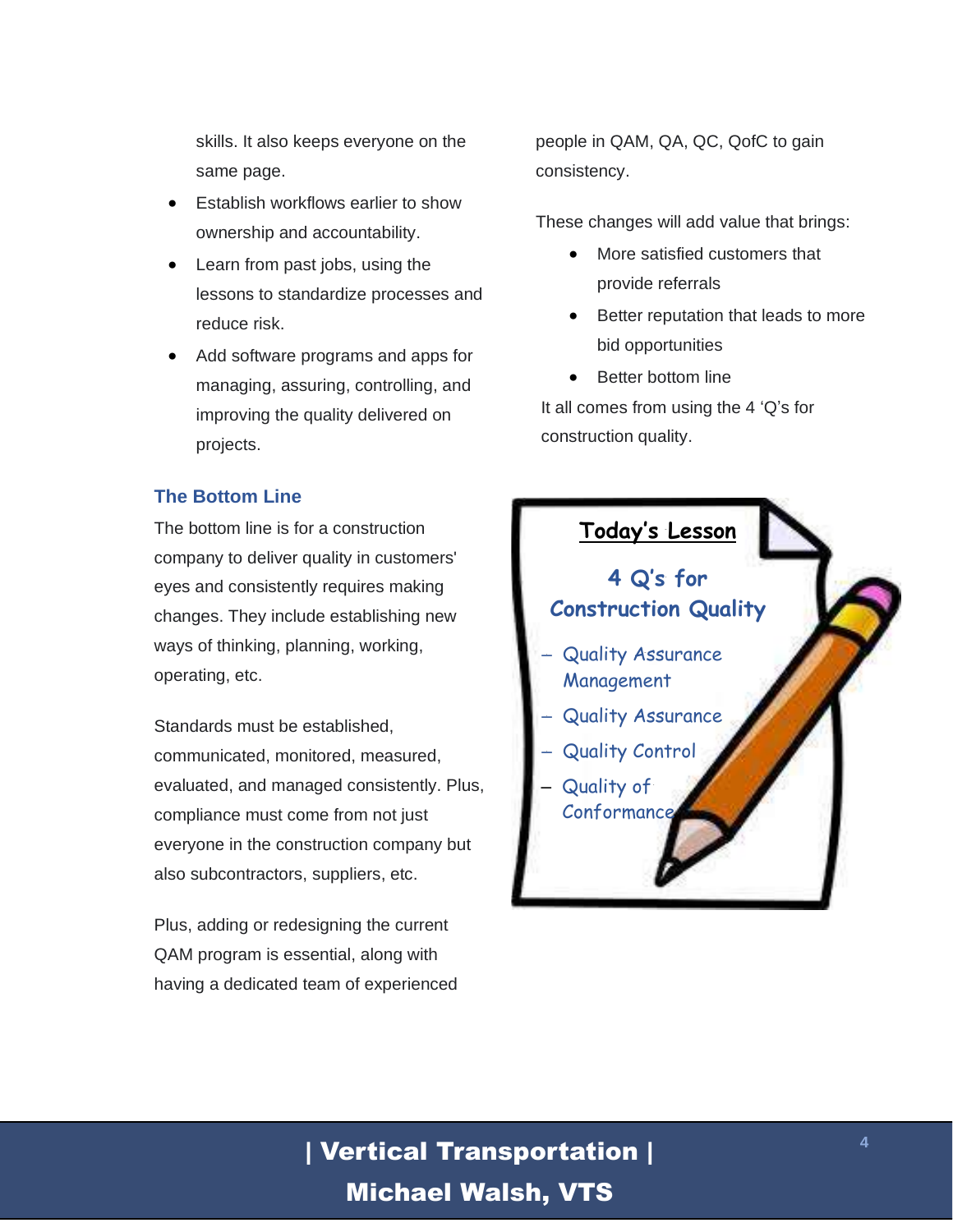skills. It also keeps everyone on the same page.

- Establish workflows earlier to show ownership and accountability.
- Learn from past jobs, using the lessons to standardize processes and reduce risk.
- Add software programs and apps for managing, assuring, controlling, and improving the quality delivered on projects.

### The Bottom Line

The bottom line is for a construction company to deliver quality in customers' eyes and consistently requires making changes. They include establishing new ways of thinking, planning, working, operating, etc.

Standards must be established, communicated, monitored, measured, evaluated, and managed consistently. Plus, compliance must come from not just everyone in the construction company but also subcontractors, suppliers, etc.

Plus, adding or redesigning the current QAM program is essential, along with having a dedicated team of experienced people in QAM, QA, QC, QofC to gain consistency.

These changes will add value that brings:

- More satisfied customers that provide referrals
- Better reputation that leads to more bid opportunities
- Better bottom line

It all comes from using the 4 'Q's for construction quality.

**Today's Lesson**

**4 Q's for Construction Quality**

- Quality Assurance Management
- Quality Assurance
- Quality Control
- Quality of Conformance